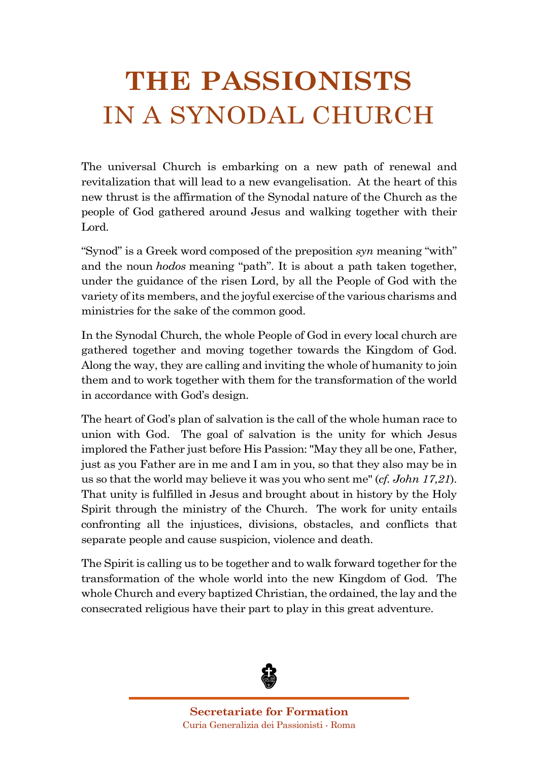# THE PASSIONISTS
## IN A SYNODAL CHURCH

The universal Church is embarking on a new path of renewal and revitalization that will lead to a new evangelisation. At the heart of this new thrust is the affirmation of the Synodal nature of the Church as the people of God gathered around Jesus and walking together with their Lord.

"Synod" is a Greek word composed of the preposition *syn* meaning "with" and the noun *hodos* meaning "path". It is about a path taken together, under the guidance of the risen Lord, by all the People of God with the variety of its members, and the joyful exercise of the various charisms and ministries for the sake of the common good.

In the Synodal Church, the whole People of God in every local church are gathered together and moving together towards the Kingdom of God. Along the way, they are calling and inviting the whole of humanity to join them and to work together with them for the transformation of the world in accordance with God's design.

The heart of God's plan of salvation is the call of the whole human race to union with God. The goal of salvation is the unity for which Jesus implored the Father just before His Passion: "May they all be one, Father, just as you Father are in me and I am in you, so that they also may be in us so that the world may believe it was you who sent me" (*cf. John 17,21*). That unity is fulfilled in Jesus and brought about in history by the Holy Spirit through the ministry of the Church. The work for unity entails confronting all the injustices, divisions, obstacles, and conflicts that separate people and cause suspicion, violence and death.

The Spirit is calling us to be together and to walk forward together for the transformation of the whole world into the new Kingdom of God. The whole Church and every baptized Christian, the ordained, the lay and the consecrated religious have their part to play in this great adventure.

**Secretariate for Formation**
Curia Generalizia dei Passionisti - Roma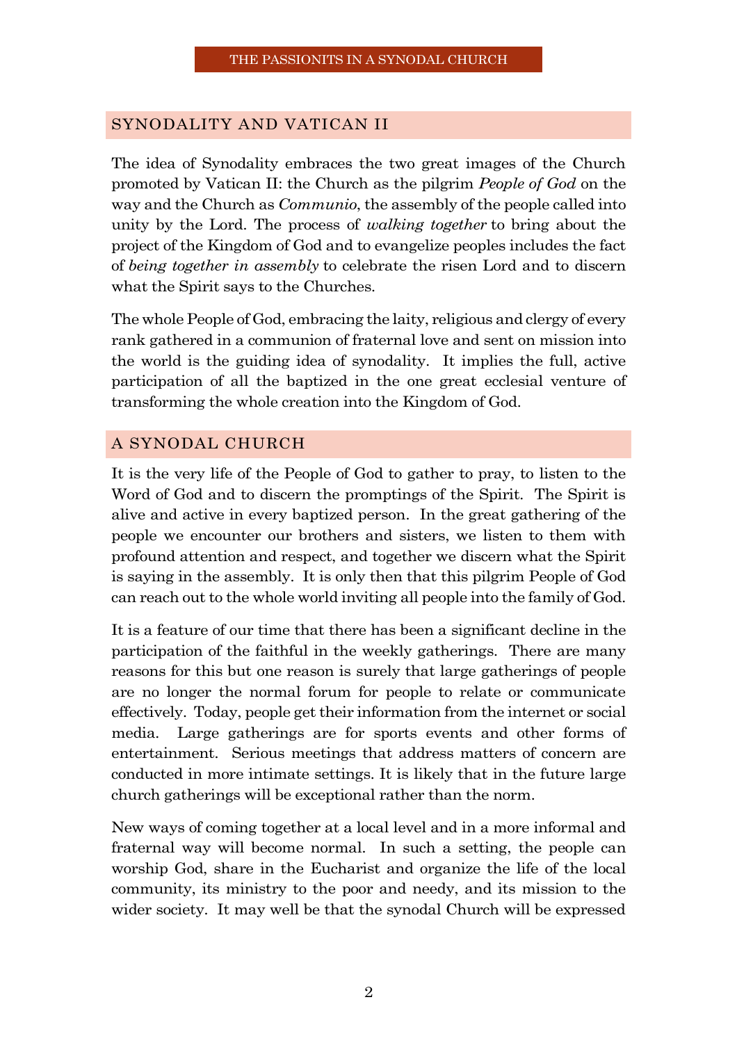## SYNODALITY AND VATICAN II

The idea of Synodality embraces the two great images of the Church promoted by Vatican II: the Church as the pilgrim *People of God* on the way and the Church as *Communio*, the assembly of the people called into unity by the Lord. The process of *walking together* to bring about the project of the Kingdom of God and to evangelize peoples includes the fact of *being together in assembly* to celebrate the risen Lord and to discern what the Spirit says to the Churches.

The whole People of God, embracing the laity, religious and clergy of every rank gathered in a communion of fraternal love and sent on mission into the world is the guiding idea of synodality. It implies the full, active participation of all the baptized in the one great ecclesial venture of transforming the whole creation into the Kingdom of God.

## A SYNODAL CHURCH

It is the very life of the People of God to gather to pray, to listen to the Word of God and to discern the promptings of the Spirit. The Spirit is alive and active in every baptized person. In the great gathering of the people we encounter our brothers and sisters, we listen to them with profound attention and respect, and together we discern what the Spirit is saying in the assembly. It is only then that this pilgrim People of God can reach out to the whole world inviting all people into the family of God.

It is a feature of our time that there has been a significant decline in the participation of the faithful in the weekly gatherings. There are many reasons for this but one reason is surely that large gatherings of people are no longer the normal forum for people to relate or communicate effectively. Today, people get their information from the internet or social media. Large gatherings are for sports events and other forms of entertainment. Serious meetings that address matters of concern are conducted in more intimate settings. It is likely that in the future large church gatherings will be exceptional rather than the norm.

New ways of coming together at a local level and in a more informal and fraternal way will become normal. In such a setting, the people can worship God, share in the Eucharist and organize the life of the local community, its ministry to the poor and needy, and its mission to the wider society. It may well be that the synodal Church will be expressed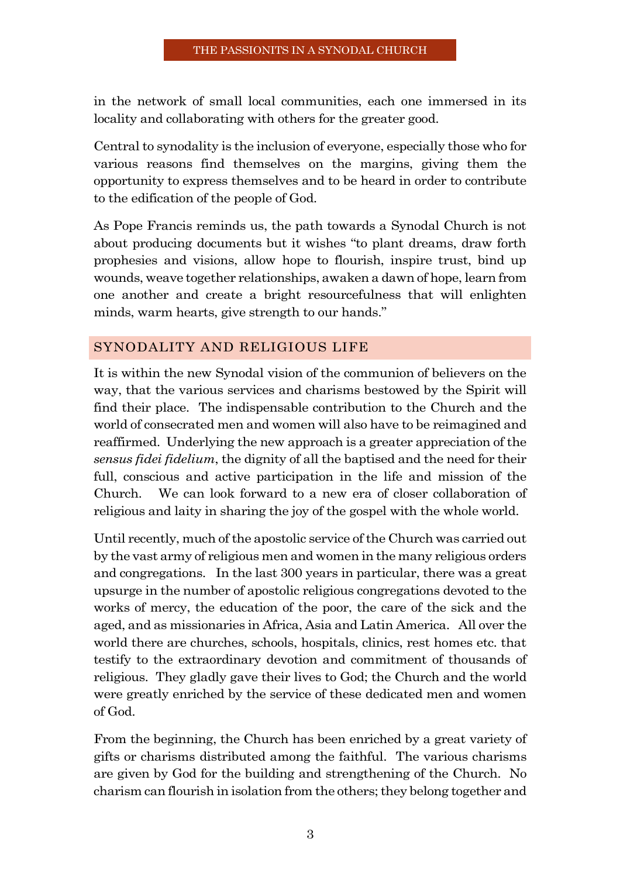in the network of small local communities, each one immersed in its locality and collaborating with others for the greater good.

Central to synodality is the inclusion of everyone, especially those who for various reasons find themselves on the margins, giving them the opportunity to express themselves and to be heard in order to contribute to the edification of the people of God.

As Pope Francis reminds us, the path towards a Synodal Church is not about producing documents but it wishes "to plant dreams, draw forth prophesies and visions, allow hope to flourish, inspire trust, bind up wounds, weave together relationships, awaken a dawn of hope, learn from one another and create a bright resourcefulness that will enlighten minds, warm hearts, give strength to our hands."

## SYNODALITY AND RELIGIOUS LIFE

It is within the new Synodal vision of the communion of believers on the way, that the various services and charisms bestowed by the Spirit will find their place. The indispensable contribution to the Church and the world of consecrated men and women will also have to be reimagined and reaffirmed. Underlying the new approach is a greater appreciation of the *sensus fidei fidelium*, the dignity of all the baptised and the need for their full, conscious and active participation in the life and mission of the Church. We can look forward to a new era of closer collaboration of religious and laity in sharing the joy of the gospel with the whole world.

Until recently, much of the apostolic service of the Church was carried out by the vast army of religious men and women in the many religious orders and congregations. In the last 300 years in particular, there was a great upsurge in the number of apostolic religious congregations devoted to the works of mercy, the education of the poor, the care of the sick and the aged, and as missionaries in Africa, Asia and Latin America. All over the world there are churches, schools, hospitals, clinics, rest homes etc. that testify to the extraordinary devotion and commitment of thousands of religious. They gladly gave their lives to God; the Church and the world were greatly enriched by the service of these dedicated men and women of God.

From the beginning, the Church has been enriched by a great variety of gifts or charisms distributed among the faithful. The various charisms are given by God for the building and strengthening of the Church. No charism can flourish in isolation from the others; they belong together and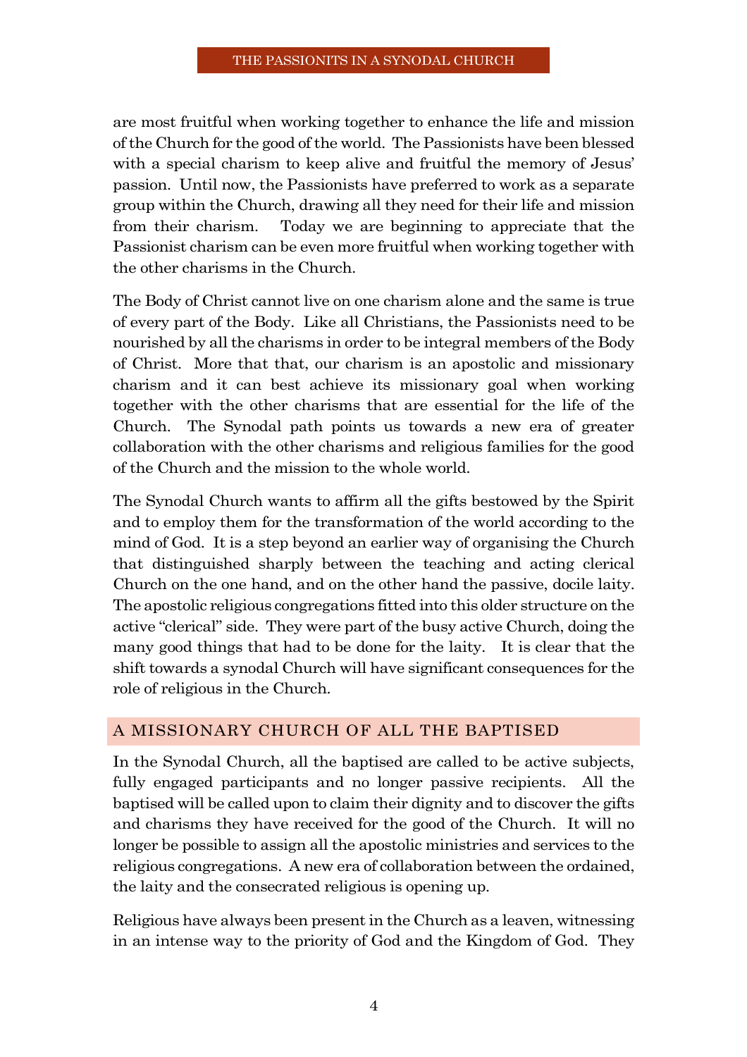are most fruitful when working together to enhance the life and mission of the Church for the good of the world. The Passionists have been blessed with a special charism to keep alive and fruitful the memory of Jesus' passion. Until now, the Passionists have preferred to work as a separate group within the Church, drawing all they need for their life and mission from their charism. Today we are beginning to appreciate that the Passionist charism can be even more fruitful when working together with the other charisms in the Church.

The Body of Christ cannot live on one charism alone and the same is true of every part of the Body. Like all Christians, the Passionists need to be nourished by all the charisms in order to be integral members of the Body of Christ. More that that, our charism is an apostolic and missionary charism and it can best achieve its missionary goal when working together with the other charisms that are essential for the life of the Church. The Synodal path points us towards a new era of greater collaboration with the other charisms and religious families for the good of the Church and the mission to the whole world.

The Synodal Church wants to affirm all the gifts bestowed by the Spirit and to employ them for the transformation of the world according to the mind of God. It is a step beyond an earlier way of organising the Church that distinguished sharply between the teaching and acting clerical Church on the one hand, and on the other hand the passive, docile laity. The apostolic religious congregations fitted into this older structure on the active "clerical" side. They were part of the busy active Church, doing the many good things that had to be done for the laity. It is clear that the shift towards a synodal Church will have significant consequences for the role of religious in the Church.

## A MISSIONARY CHURCH OF ALL THE BAPTISED

In the Synodal Church, all the baptised are called to be active subjects, fully engaged participants and no longer passive recipients. All the baptised will be called upon to claim their dignity and to discover the gifts and charisms they have received for the good of the Church. It will no longer be possible to assign all the apostolic ministries and services to the religious congregations. A new era of collaboration between the ordained, the laity and the consecrated religious is opening up.

Religious have always been present in the Church as a leaven, witnessing in an intense way to the priority of God and the Kingdom of God. They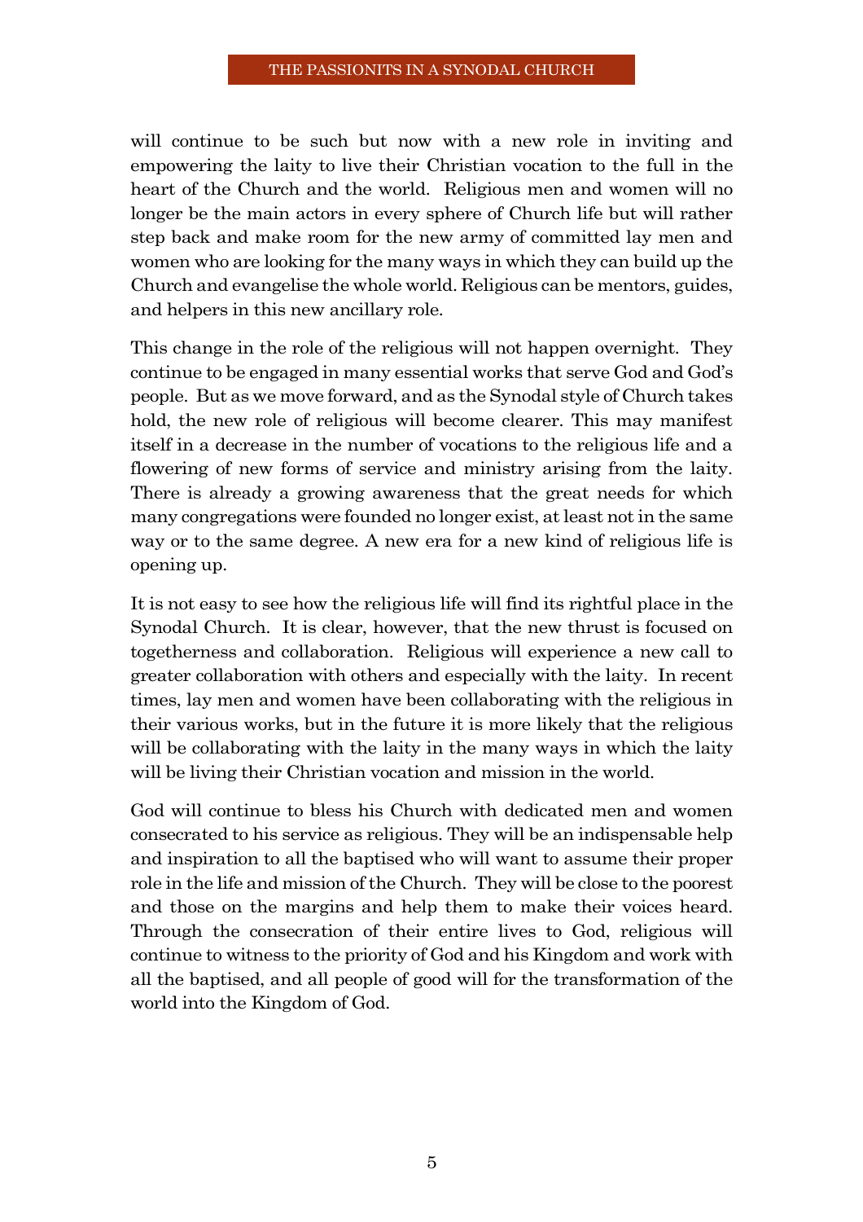will continue to be such but now with a new role in inviting and empowering the laity to live their Christian vocation to the full in the heart of the Church and the world. Religious men and women will no longer be the main actors in every sphere of Church life but will rather step back and make room for the new army of committed lay men and women who are looking for the many ways in which they can build up the Church and evangelise the whole world. Religious can be mentors, guides, and helpers in this new ancillary role.

This change in the role of the religious will not happen overnight. They continue to be engaged in many essential works that serve God and God's people. But as we move forward, and as the Synodal style of Church takes hold, the new role of religious will become clearer. This may manifest itself in a decrease in the number of vocations to the religious life and a flowering of new forms of service and ministry arising from the laity. There is already a growing awareness that the great needs for which many congregations were founded no longer exist, at least not in the same way or to the same degree. A new era for a new kind of religious life is opening up.

It is not easy to see how the religious life will find its rightful place in the Synodal Church. It is clear, however, that the new thrust is focused on togetherness and collaboration. Religious will experience a new call to greater collaboration with others and especially with the laity. In recent times, lay men and women have been collaborating with the religious in their various works, but in the future it is more likely that the religious will be collaborating with the laity in the many ways in which the laity will be living their Christian vocation and mission in the world.

God will continue to bless his Church with dedicated men and women consecrated to his service as religious. They will be an indispensable help and inspiration to all the baptised who will want to assume their proper role in the life and mission of the Church. They will be close to the poorest and those on the margins and help them to make their voices heard. Through the consecration of their entire lives to God, religious will continue to witness to the priority of God and his Kingdom and work with all the baptised, and all people of good will for the transformation of the world into the Kingdom of God.